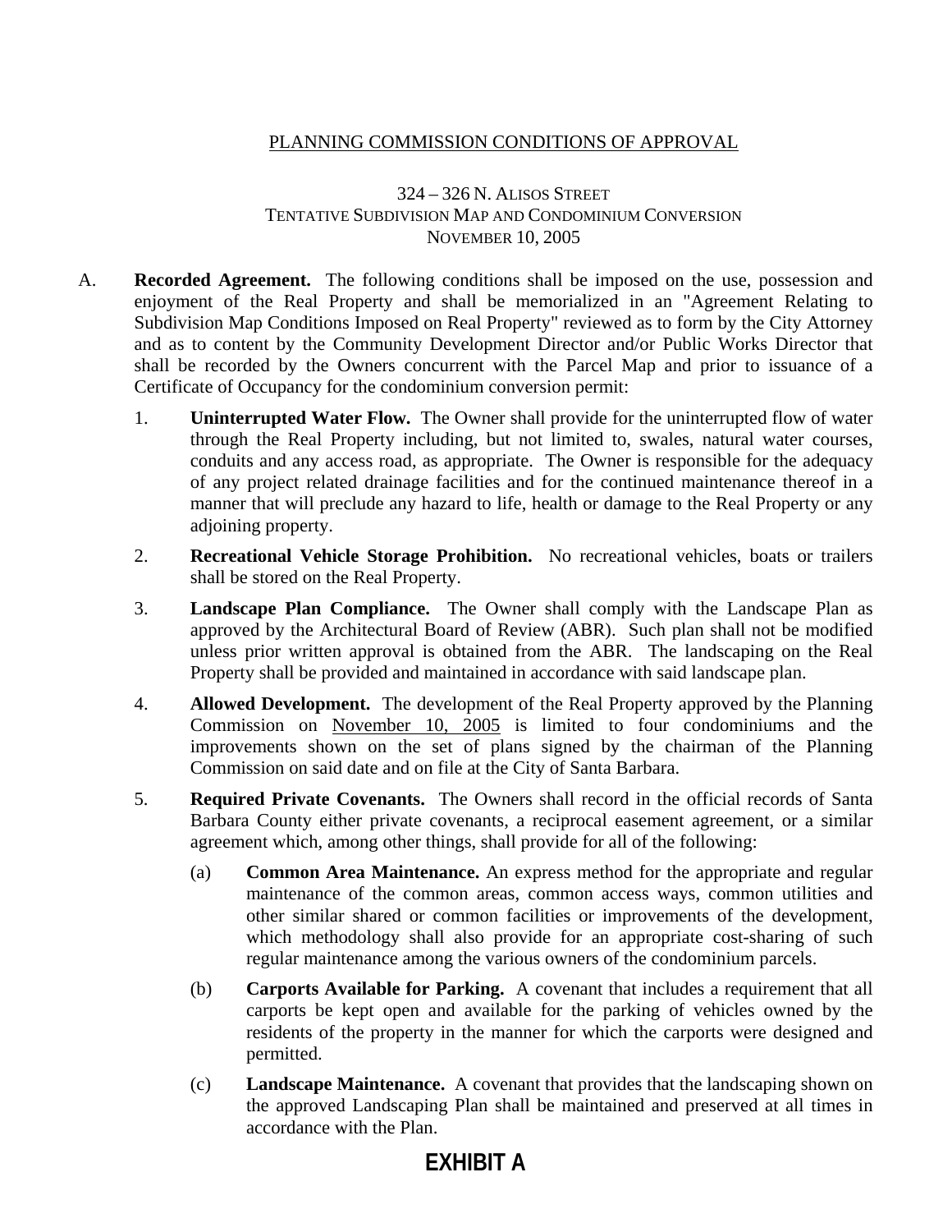# PLANNING COMMISSION CONDITIONS OF APPROVAL

## 324 – 326 N. ALISOS STREET
## TENTATIVE SUBDIVISION MAP AND CONDOMINIUM CONVERSION
## NOVEMBER 10, 2005

A. **Recorded Agreement.** The following conditions shall be imposed on the use, possession and enjoyment of the Real Property and shall be memorialized in an "Agreement Relating to Subdivision Map Conditions Imposed on Real Property" reviewed as to form by the City Attorney and as to content by the Community Development Director and/or Public Works Director that shall be recorded by the Owners concurrent with the Parcel Map and prior to issuance of a Certificate of Occupancy for the condominium conversion permit:

1. **Uninterrupted Water Flow.** The Owner shall provide for the uninterrupted flow of water through the Real Property including, but not limited to, swales, natural water courses, conduits and any access road, as appropriate. The Owner is responsible for the adequacy of any project related drainage facilities and for the continued maintenance thereof in a manner that will preclude any hazard to life, health or damage to the Real Property or any adjoining property.

2. **Recreational Vehicle Storage Prohibition.** No recreational vehicles, boats or trailers shall be stored on the Real Property.

3. **Landscape Plan Compliance.** The Owner shall comply with the Landscape Plan as approved by the Architectural Board of Review (ABR). Such plan shall not be modified unless prior written approval is obtained from the ABR. The landscaping on the Real Property shall be provided and maintained in accordance with said landscape plan.

4. **Allowed Development.** The development of the Real Property approved by the Planning Commission on November 10, 2005 is limited to four condominiums and the improvements shown on the set of plans signed by the chairman of the Planning Commission on said date and on file at the City of Santa Barbara.

5. **Required Private Covenants.** The Owners shall record in the official records of Santa Barbara County either private covenants, a reciprocal easement agreement, or a similar agreement which, among other things, shall provide for all of the following:

   (a) **Common Area Maintenance.** An express method for the appropriate and regular maintenance of the common areas, common access ways, common utilities and other similar shared or common facilities or improvements of the development, which methodology shall also provide for an appropriate cost-sharing of such regular maintenance among the various owners of the condominium parcels.

   (b) **Carports Available for Parking.** A covenant that includes a requirement that all carports be kept open and available for the parking of vehicles owned by the residents of the property in the manner for which the carports were designed and permitted.

   (c) **Landscape Maintenance.** A covenant that provides that the landscaping shown on the approved Landscaping Plan shall be maintained and preserved at all times in accordance with the Plan.

**EXHIBIT A**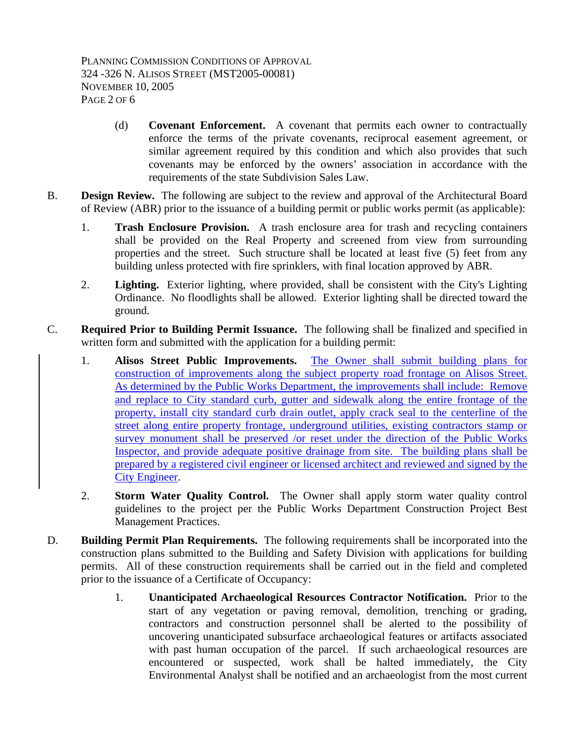(d) **Covenant Enforcement.** A covenant that permits each owner to contractually enforce the terms of the private covenants, reciprocal easement agreement, or similar agreement required by this condition and which also provides that such covenants may be enforced by the owners' association in accordance with the requirements of the state Subdivision Sales Law.

B. **Design Review.** The following are subject to the review and approval of the Architectural Board of Review (ABR) prior to the issuance of a building permit or public works permit (as applicable):

1. **Trash Enclosure Provision.** A trash enclosure area for trash and recycling containers shall be provided on the Real Property and screened from view from surrounding properties and the street. Such structure shall be located at least five (5) feet from any building unless protected with fire sprinklers, with final location approved by ABR.

2. **Lighting.** Exterior lighting, where provided, shall be consistent with the City's Lighting Ordinance. No floodlights shall be allowed. Exterior lighting shall be directed toward the ground.

C. **Required Prior to Building Permit Issuance.** The following shall be finalized and specified in written form and submitted with the application for a building permit:

1. **Alisos Street Public Improvements.** The Owner shall submit building plans for construction of improvements along the subject property road frontage on Alisos Street. As determined by the Public Works Department, the improvements shall include: Remove and replace to City standard curb, gutter and sidewalk along the entire frontage of the property, install city standard curb drain outlet, apply crack seal to the centerline of the street along entire property frontage, underground utilities, existing contractors stamp or survey monument shall be preserved /or reset under the direction of the Public Works Inspector, and provide adequate positive drainage from site. The building plans shall be prepared by a registered civil engineer or licensed architect and reviewed and signed by the City Engineer.

2. **Storm Water Quality Control.** The Owner shall apply storm water quality control guidelines to the project per the Public Works Department Construction Project Best Management Practices.

D. **Building Permit Plan Requirements.** The following requirements shall be incorporated into the construction plans submitted to the Building and Safety Division with applications for building permits. All of these construction requirements shall be carried out in the field and completed prior to the issuance of a Certificate of Occupancy:

1. **Unanticipated Archaeological Resources Contractor Notification.** Prior to the start of any vegetation or paving removal, demolition, trenching or grading, contractors and construction personnel shall be alerted to the possibility of uncovering unanticipated subsurface archaeological features or artifacts associated with past human occupation of the parcel. If such archaeological resources are encountered or suspected, work shall be halted immediately, the City Environmental Analyst shall be notified and an archaeologist from the most current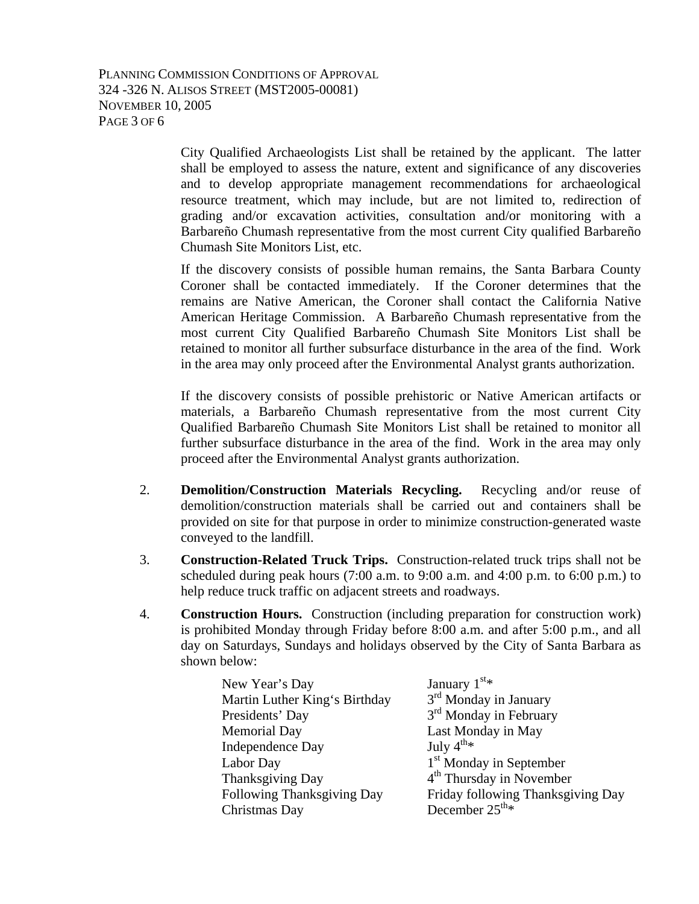City Qualified Archaeologists List shall be retained by the applicant. The latter shall be employed to assess the nature, extent and significance of any discoveries and to develop appropriate management recommendations for archaeological resource treatment, which may include, but are not limited to, redirection of grading and/or excavation activities, consultation and/or monitoring with a Barbareño Chumash representative from the most current City qualified Barbareño Chumash Site Monitors List, etc.

If the discovery consists of possible human remains, the Santa Barbara County Coroner shall be contacted immediately. If the Coroner determines that the remains are Native American, the Coroner shall contact the California Native American Heritage Commission. A Barbareño Chumash representative from the most current City Qualified Barbareño Chumash Site Monitors List shall be retained to monitor all further subsurface disturbance in the area of the find. Work in the area may only proceed after the Environmental Analyst grants authorization.

If the discovery consists of possible prehistoric or Native American artifacts or materials, a Barbareño Chumash representative from the most current City Qualified Barbareño Chumash Site Monitors List shall be retained to monitor all further subsurface disturbance in the area of the find. Work in the area may only proceed after the Environmental Analyst grants authorization.

2. **Demolition/Construction Materials Recycling.** Recycling and/or reuse of demolition/construction materials shall be carried out and containers shall be provided on site for that purpose in order to minimize construction-generated waste conveyed to the landfill.

3. **Construction-Related Truck Trips.** Construction-related truck trips shall not be scheduled during peak hours (7:00 a.m. to 9:00 a.m. and 4:00 p.m. to 6:00 p.m.) to help reduce truck traffic on adjacent streets and roadways.

4. **Construction Hours.** Construction (including preparation for construction work) is prohibited Monday through Friday before 8:00 a.m. and after 5:00 p.m., and all day on Saturdays, Sundays and holidays observed by the City of Santa Barbara as shown below:

| | |
|---|---|
| New Year's Day | January 1st* |
| Martin Luther King's Birthday | 3rd Monday in January |
| Presidents' Day | 3rd Monday in February |
| Memorial Day | Last Monday in May |
| Independence Day | July 4th* |
| Labor Day | 1st Monday in September |
| Thanksgiving Day | 4th Thursday in November |
| Following Thanksgiving Day | Friday following Thanksgiving Day |
| Christmas Day | December 25th* |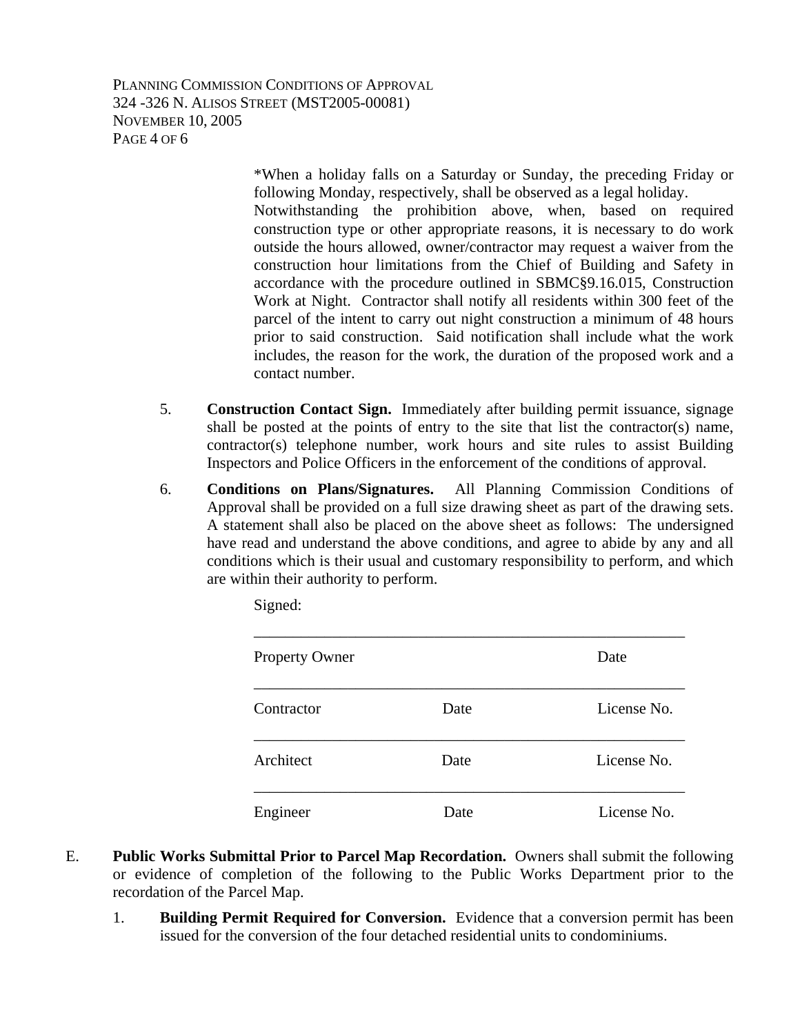*When a holiday falls on a Saturday or Sunday, the preceding Friday or following Monday, respectively, shall be observed as a legal holiday.

Notwithstanding the prohibition above, when, based on required construction type or other appropriate reasons, it is necessary to do work outside the hours allowed, owner/contractor may request a waiver from the construction hour limitations from the Chief of Building and Safety in accordance with the procedure outlined in SBMC§9.16.015, Construction Work at Night. Contractor shall notify all residents within 300 feet of the parcel of the intent to carry out night construction a minimum of 48 hours prior to said construction. Said notification shall include what the work includes, the reason for the work, the duration of the proposed work and a contact number.

5. **Construction Contact Sign.** Immediately after building permit issuance, signage shall be posted at the points of entry to the site that list the contractor(s) name, contractor(s) telephone number, work hours and site rules to assist Building Inspectors and Police Officers in the enforcement of the conditions of approval.

6. **Conditions on Plans/Signatures.** All Planning Commission Conditions of Approval shall be provided on a full size drawing sheet as part of the drawing sets. A statement shall also be placed on the above sheet as follows: The undersigned have read and understand the above conditions, and agree to abide by any and all conditions which is their usual and customary responsibility to perform, and which are within their authority to perform.

   Signed:

   \_\_\_\_\_\_\_\_\_\_\_\_\_\_\_\_\_\_\_\_\_\_\_\_\_\_\_\_\_\_\_\_\_\_\_\_\_\_\_\_\_\_\_\_\_\_\_\_\_\_\_\_\_\_

   Property Owner Date

   \_\_\_\_\_\_\_\_\_\_\_\_\_\_\_\_\_\_\_\_\_\_\_\_\_\_\_\_\_\_\_\_\_\_\_\_\_\_\_\_\_\_\_\_\_\_\_\_\_\_\_\_\_\_

   Contractor Date License No.

   \_\_\_\_\_\_\_\_\_\_\_\_\_\_\_\_\_\_\_\_\_\_\_\_\_\_\_\_\_\_\_\_\_\_\_\_\_\_\_\_\_\_\_\_\_\_\_\_\_\_\_\_\_\_

   Architect Date License No.

   \_\_\_\_\_\_\_\_\_\_\_\_\_\_\_\_\_\_\_\_\_\_\_\_\_\_\_\_\_\_\_\_\_\_\_\_\_\_\_\_\_\_\_\_\_\_\_\_\_\_\_\_\_\_

   Engineer Date License No.

E. **Public Works Submittal Prior to Parcel Map Recordation.** Owners shall submit the following or evidence of completion of the following to the Public Works Department prior to the recordation of the Parcel Map.

   1. **Building Permit Required for Conversion.** Evidence that a conversion permit has been issued for the conversion of the four detached residential units to condominiums.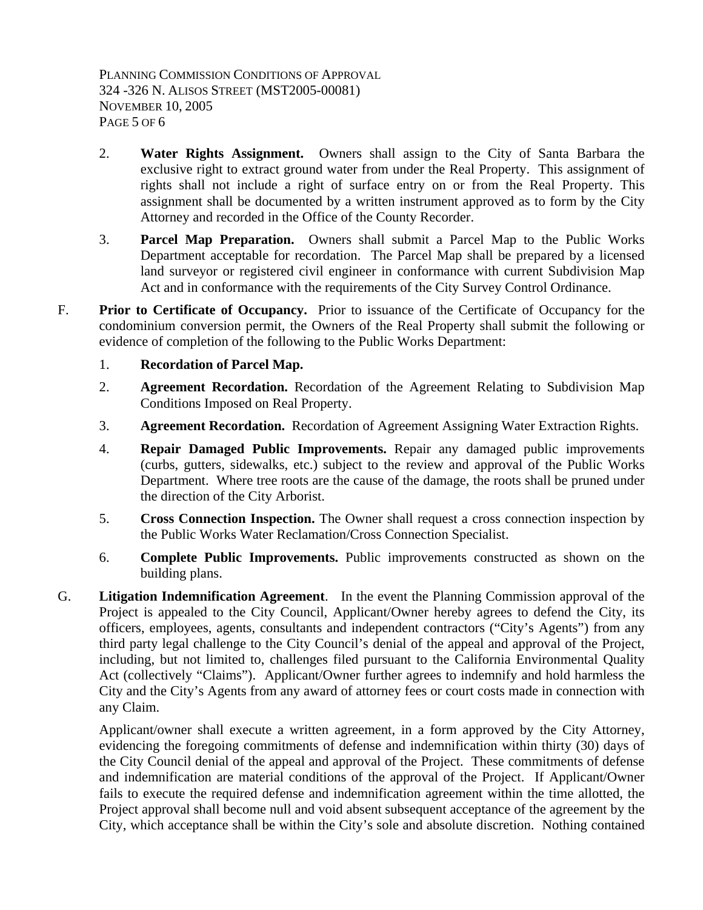2. **Water Rights Assignment.** Owners shall assign to the City of Santa Barbara the exclusive right to extract ground water from under the Real Property. This assignment of rights shall not include a right of surface entry on or from the Real Property. This assignment shall be documented by a written instrument approved as to form by the City Attorney and recorded in the Office of the County Recorder.

3. **Parcel Map Preparation.** Owners shall submit a Parcel Map to the Public Works Department acceptable for recordation. The Parcel Map shall be prepared by a licensed land surveyor or registered civil engineer in conformance with current Subdivision Map Act and in conformance with the requirements of the City Survey Control Ordinance.

F. **Prior to Certificate of Occupancy.** Prior to issuance of the Certificate of Occupancy for the condominium conversion permit, the Owners of the Real Property shall submit the following or evidence of completion of the following to the Public Works Department:

1. **Recordation of Parcel Map.**

2. **Agreement Recordation.** Recordation of the Agreement Relating to Subdivision Map Conditions Imposed on Real Property.

3. **Agreement Recordation.** Recordation of Agreement Assigning Water Extraction Rights.

4. **Repair Damaged Public Improvements.** Repair any damaged public improvements (curbs, gutters, sidewalks, etc.) subject to the review and approval of the Public Works Department. Where tree roots are the cause of the damage, the roots shall be pruned under the direction of the City Arborist.

5. **Cross Connection Inspection.** The Owner shall request a cross connection inspection by the Public Works Water Reclamation/Cross Connection Specialist.

6. **Complete Public Improvements.** Public improvements constructed as shown on the building plans.

G. **Litigation Indemnification Agreement**. In the event the Planning Commission approval of the Project is appealed to the City Council, Applicant/Owner hereby agrees to defend the City, its officers, employees, agents, consultants and independent contractors ("City's Agents") from any third party legal challenge to the City Council's denial of the appeal and approval of the Project, including, but not limited to, challenges filed pursuant to the California Environmental Quality Act (collectively "Claims"). Applicant/Owner further agrees to indemnify and hold harmless the City and the City's Agents from any award of attorney fees or court costs made in connection with any Claim.

Applicant/owner shall execute a written agreement, in a form approved by the City Attorney, evidencing the foregoing commitments of defense and indemnification within thirty (30) days of the City Council denial of the appeal and approval of the Project. These commitments of defense and indemnification are material conditions of the approval of the Project. If Applicant/Owner fails to execute the required defense and indemnification agreement within the time allotted, the Project approval shall become null and void absent subsequent acceptance of the agreement by the City, which acceptance shall be within the City's sole and absolute discretion. Nothing contained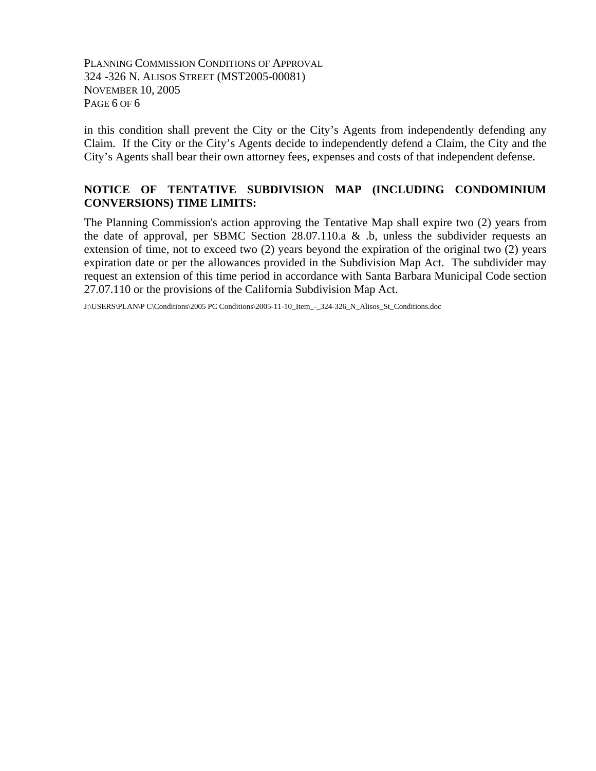in this condition shall prevent the City or the City's Agents from independently defending any Claim. If the City or the City's Agents decide to independently defend a Claim, the City and the City's Agents shall bear their own attorney fees, expenses and costs of that independent defense.

**NOTICE OF TENTATIVE SUBDIVISION MAP (INCLUDING CONDOMINIUM CONVERSIONS) TIME LIMITS:**

The Planning Commission's action approving the Tentative Map shall expire two (2) years from the date of approval, per SBMC Section 28.07.110.a & .b, unless the subdivider requests an extension of time, not to exceed two (2) years beyond the expiration of the original two (2) years expiration date or per the allowances provided in the Subdivision Map Act. The subdivider may request an extension of this time period in accordance with Santa Barbara Municipal Code section 27.07.110 or the provisions of the California Subdivision Map Act.

J:\USERS\PLAN\P C\Conditions\2005 PC Conditions\2005-11-10_Item_-_324-326_N_Alisos_St_Conditions.doc